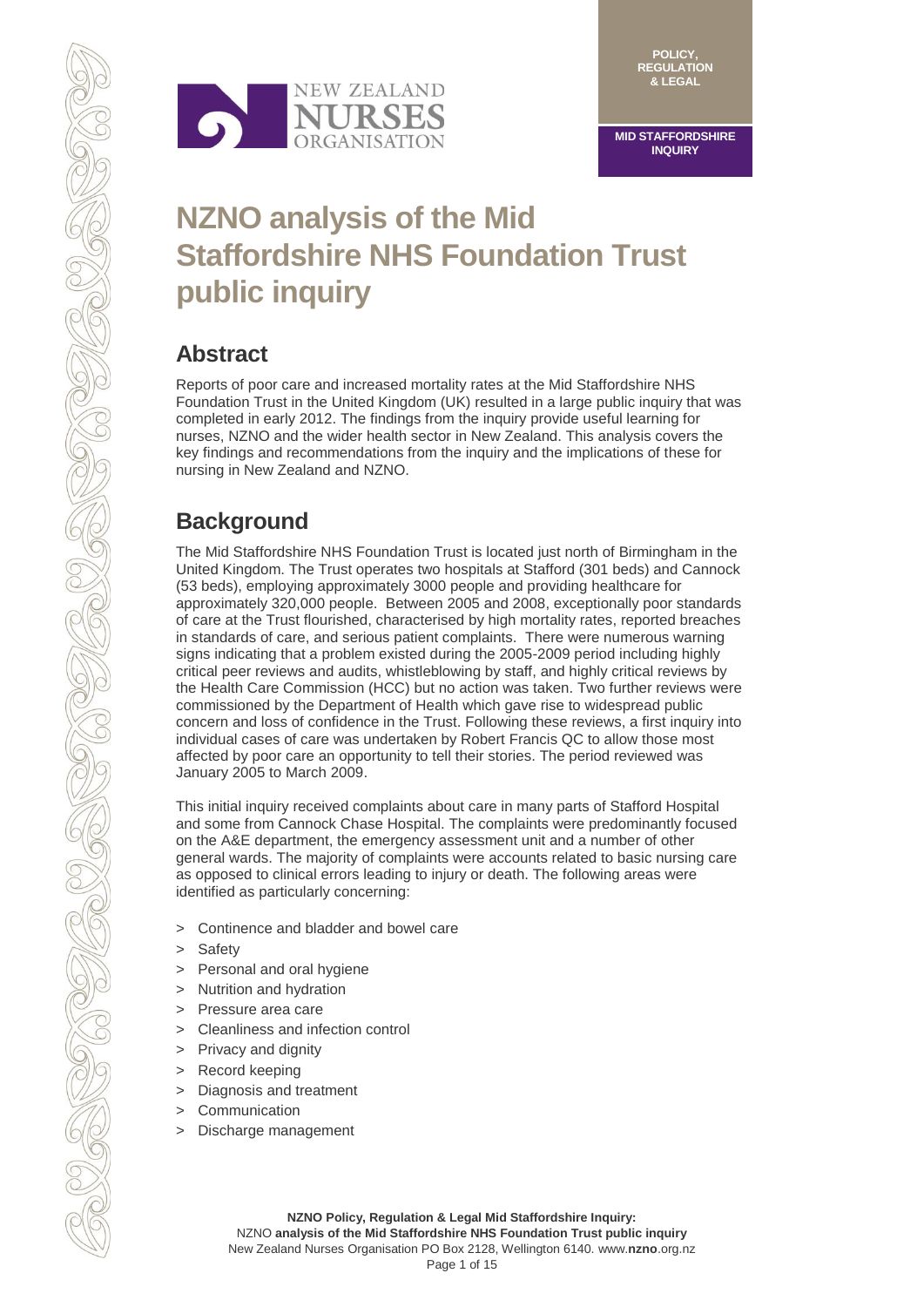POLICY, REGULATION & LEGAL

MID STAFFORDSHIRE INQUIRY

# NZNO analysis of the Mid Staffordshire NHS Foundation Trust public inquiry

## Abstract

Reports of poor care and increased mortality rates at the Mid Staffordshire NHS Foundation Trust in the United Kingdom (UK) resulted in a large public inquiry that was completed in early 2012. The findings from the inquiry provide useful learning for nurses, NZNO and the wider health sector in New Zealand. This analysis covers the key findings and recommendations from the inquiry and the implications of these for nursing in New Zealand and NZNO.

## Background

The Mid Staffordshire NHS Foundation Trust is located just north of Birmingham in the United Kingdom. The Trust operates two hospitals at Stafford (301 beds) and Cannock (53 beds), employing approximately 3000 people and providing healthcare for approximately 320,000 people. Between 2005 and 2008, exceptionally poor standards of care at the Trust flourished, characterised by high mortality rates, reported breaches in standards of care, and serious patient complaints. There were numerous warning signs indicating that a problem existed during the 2005-2009 period including highly critical peer reviews and audits, whistleblowing by staff, and highly critical reviews by the Health Care Commission (HCC) but no action was taken. Two further reviews were commissioned by the Department of Health which gave rise to widespread public concern and loss of confidence in the Trust. Following these reviews, a first inquiry into individual cases of care was undertaken by Robert Francis QC to allow those most affected by poor care an opportunity to tell their stories. The period reviewed was January 2005 to March 2009.

This initial inquiry received complaints about care in many parts of Stafford Hospital and some from Cannock Chase Hospital. The complaints were predominantly focused on the A&E department, the emergency assessment unit and a number of other general wards. The majority of complaints were accounts related to basic nursing care as opposed to clinical errors leading to injury or death. The following areas were identified as particularly concerning:

- Continence and bladder and bowel care
- Safety
- Personal and oral hygiene
- Nutrition and hydration
- Pressure area care
- Cleanliness and infection control
- Privacy and dignity
- Record keeping
- Diagnosis and treatment
- Communication
- Discharge management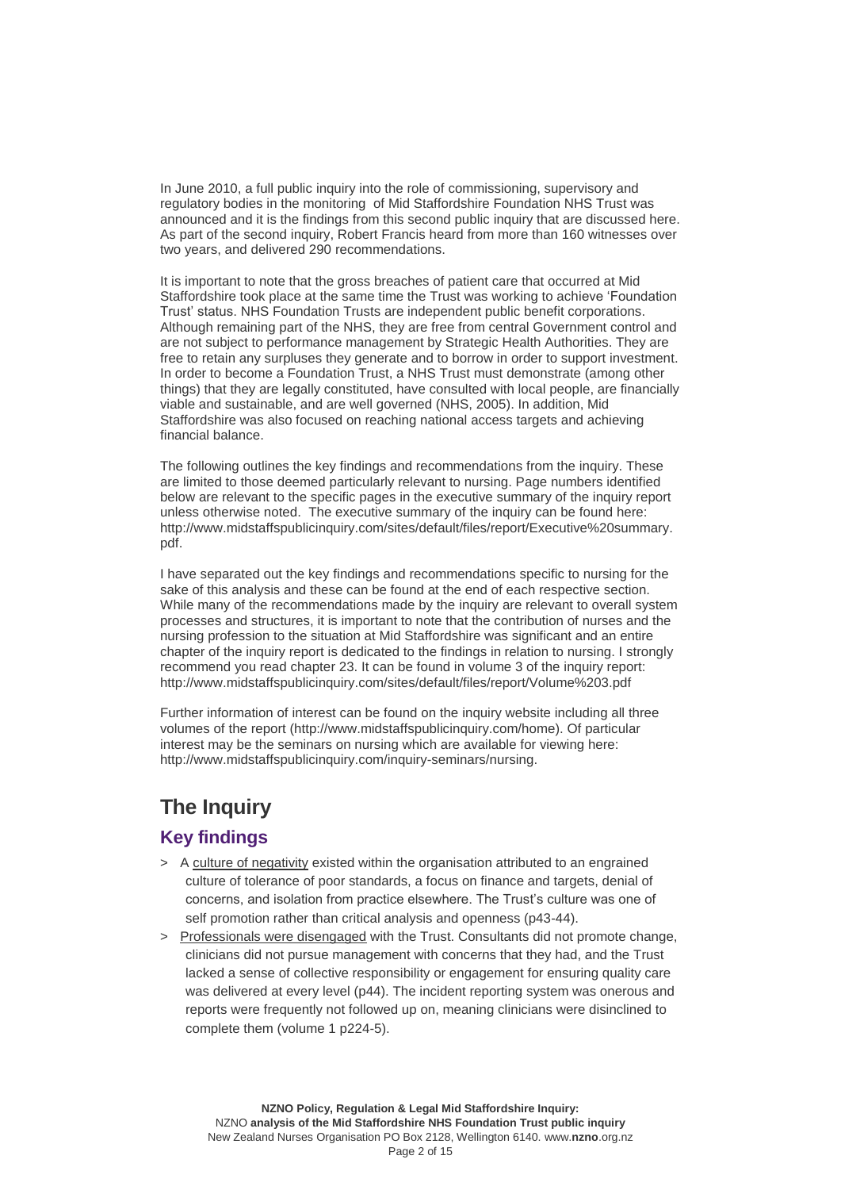In June 2010, a full public inquiry into the role of commissioning, supervisory and regulatory bodies in the monitoring of Mid Staffordshire Foundation NHS Trust was announced and it is the findings from this second public inquiry that are discussed here. As part of the second inquiry, Robert Francis heard from more than 160 witnesses over two years, and delivered 290 recommendations.

It is important to note that the gross breaches of patient care that occurred at Mid Staffordshire took place at the same time the Trust was working to achieve 'Foundation Trust' status. NHS Foundation Trusts are independent public benefit corporations. Although remaining part of the NHS, they are free from central Government control and are not subject to performance management by Strategic Health Authorities. They are free to retain any surpluses they generate and to borrow in order to support investment. In order to become a Foundation Trust, a NHS Trust must demonstrate (among other things) that they are legally constituted, have consulted with local people, are financially viable and sustainable, and are well governed (NHS, 2005). In addition, Mid Staffordshire was also focused on reaching national access targets and achieving financial balance.

The following outlines the key findings and recommendations from the inquiry. These are limited to those deemed particularly relevant to nursing. Page numbers identified below are relevant to the specific pages in the executive summary of the inquiry report unless otherwise noted. The executive summary of the inquiry can be found here: http://www.midstaffspublicinquiry.com/sites/default/files/report/Executive%20summary.pdf.

I have separated out the key findings and recommendations specific to nursing for the sake of this analysis and these can be found at the end of each respective section. While many of the recommendations made by the inquiry are relevant to overall system processes and structures, it is important to note that the contribution of nurses and the nursing profession to the situation at Mid Staffordshire was significant and an entire chapter of the inquiry report is dedicated to the findings in relation to nursing. I strongly recommend you read chapter 23. It can be found in volume 3 of the inquiry report: http://www.midstaffspublicinquiry.com/sites/default/files/report/Volume%203.pdf

Further information of interest can be found on the inquiry website including all three volumes of the report (http://www.midstaffspublicinquiry.com/home). Of particular interest may be the seminars on nursing which are available for viewing here: http://www.midstaffspublicinquiry.com/inquiry-seminars/nursing.

# The Inquiry

## Key findings

- A culture of negativity existed within the organisation attributed to an engrained culture of tolerance of poor standards, a focus on finance and targets, denial of concerns, and isolation from practice elsewhere. The Trust's culture was one of self promotion rather than critical analysis and openness (p43-44).
- Professionals were disengaged with the Trust. Consultants did not promote change, clinicians did not pursue management with concerns that they had, and the Trust lacked a sense of collective responsibility or engagement for ensuring quality care was delivered at every level (p44). The incident reporting system was onerous and reports were frequently not followed up on, meaning clinicians were disinclined to complete them (volume 1 p224-5).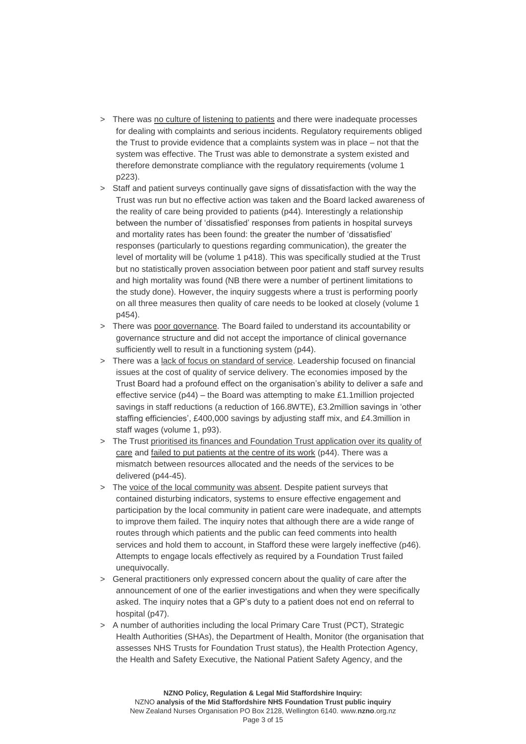- There was <u>no culture of listening to patients</u> and there were inadequate processes for dealing with complaints and serious incidents. Regulatory requirements obliged the Trust to provide evidence that a complaints system was in place – not that the system was effective. The Trust was able to demonstrate a system existed and therefore demonstrate compliance with the regulatory requirements (volume 1 p223).
- Staff and patient surveys continually gave signs of dissatisfaction with the way the Trust was run but no effective action was taken and the Board lacked awareness of the reality of care being provided to patients (p44). Interestingly a relationship between the number of 'dissatisfied' responses from patients in hospital surveys and mortality rates has been found: the greater the number of 'dissatisfied' responses (particularly to questions regarding communication), the greater the level of mortality will be (volume 1 p418). This was specifically studied at the Trust but no statistically proven association between poor patient and staff survey results and high mortality was found (NB there were a number of pertinent limitations to the study done). However, the inquiry suggests where a trust is performing poorly on all three measures then quality of care needs to be looked at closely (volume 1 p454).
- There was <u>poor governance</u>. The Board failed to understand its accountability or governance structure and did not accept the importance of clinical governance sufficiently well to result in a functioning system (p44).
- There was a <u>lack of focus on standard of service</u>. Leadership focused on financial issues at the cost of quality of service delivery. The economies imposed by the Trust Board had a profound effect on the organisation's ability to deliver a safe and effective service (p44) – the Board was attempting to make £1.1million projected savings in staff reductions (a reduction of 166.8WTE), £3.2million savings in 'other staffing efficiencies', £400,000 savings by adjusting staff mix, and £4.3million in staff wages (volume 1, p93).
- The Trust <u>prioritised its finances and Foundation Trust application over its quality of care</u> and <u>failed to put patients at the centre of its work</u> (p44). There was a mismatch between resources allocated and the needs of the services to be delivered (p44-45).
- The <u>voice of the local community was absent</u>. Despite patient surveys that contained disturbing indicators, systems to ensure effective engagement and participation by the local community in patient care were inadequate, and attempts to improve them failed. The inquiry notes that although there are a wide range of routes through which patients and the public can feed comments into health services and hold them to account, in Stafford these were largely ineffective (p46). Attempts to engage locals effectively as required by a Foundation Trust failed unequivocally.
- General practitioners only expressed concern about the quality of care after the announcement of one of the earlier investigations and when they were specifically asked. The inquiry notes that a GP's duty to a patient does not end on referral to hospital (p47).
- A number of authorities including the local Primary Care Trust (PCT), Strategic Health Authorities (SHAs), the Department of Health, Monitor (the organisation that assesses NHS Trusts for Foundation Trust status), the Health Protection Agency, the Health and Safety Executive, the National Patient Safety Agency, and the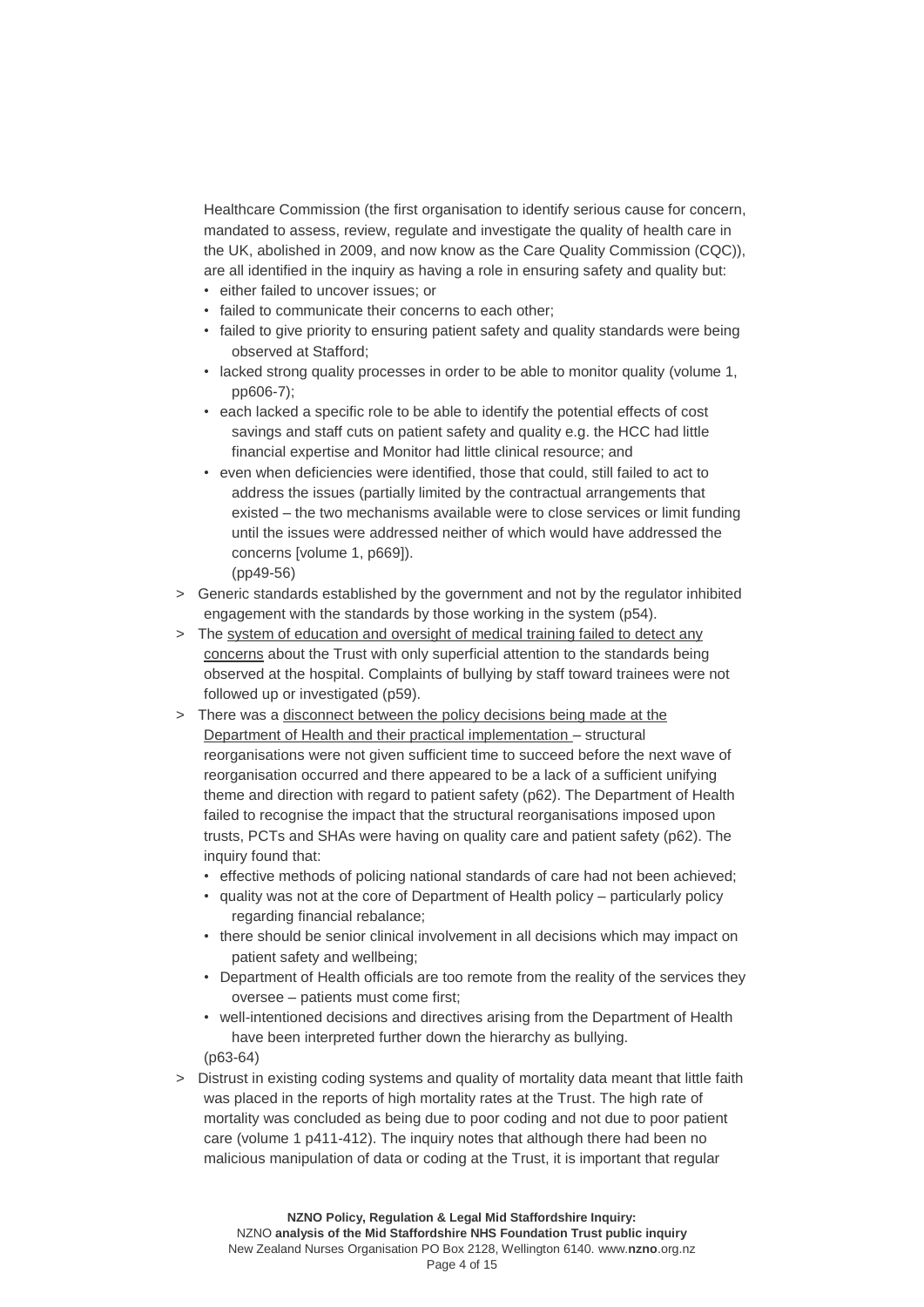Healthcare Commission (the first organisation to identify serious cause for concern, mandated to assess, review, regulate and investigate the quality of health care in the UK, abolished in 2009, and now know as the Care Quality Commission (CQC)), are all identified in the inquiry as having a role in ensuring safety and quality but:

- either failed to uncover issues; or
- failed to communicate their concerns to each other;
- failed to give priority to ensuring patient safety and quality standards were being observed at Stafford;
- lacked strong quality processes in order to be able to monitor quality (volume 1, pp606-7);
- each lacked a specific role to be able to identify the potential effects of cost savings and staff cuts on patient safety and quality e.g. the HCC had little financial expertise and Monitor had little clinical resource; and
- even when deficiencies were identified, those that could, still failed to act to address the issues (partially limited by the contractual arrangements that existed – the two mechanisms available were to close services or limit funding until the issues were addressed neither of which would have addressed the concerns [volume 1, p669]).

(pp49-56)

> Generic standards established by the government and not by the regulator inhibited engagement with the standards by those working in the system (p54).

> The <u>system of education and oversight of medical training failed to detect any concerns</u> about the Trust with only superficial attention to the standards being observed at the hospital. Complaints of bullying by staff toward trainees were not followed up or investigated (p59).

> There was a <u>disconnect between the policy decisions being made at the Department of Health and their practical implementation</u> – structural reorganisations were not given sufficient time to succeed before the next wave of reorganisation occurred and there appeared to be a lack of a sufficient unifying theme and direction with regard to patient safety (p62). The Department of Health failed to recognise the impact that the structural reorganisations imposed upon trusts, PCTs and SHAs were having on quality care and patient safety (p62). The inquiry found that:

- effective methods of policing national standards of care had not been achieved;
- quality was not at the core of Department of Health policy – particularly policy regarding financial rebalance;
- there should be senior clinical involvement in all decisions which may impact on patient safety and wellbeing;
- Department of Health officials are too remote from the reality of the services they oversee – patients must come first;
- well-intentioned decisions and directives arising from the Department of Health have been interpreted further down the hierarchy as bullying.

(p63-64)

> Distrust in existing coding systems and quality of mortality data meant that little faith was placed in the reports of high mortality rates at the Trust. The high rate of mortality was concluded as being due to poor coding and not due to poor patient care (volume 1 p411-412). The inquiry notes that although there had been no malicious manipulation of data or coding at the Trust, it is important that regular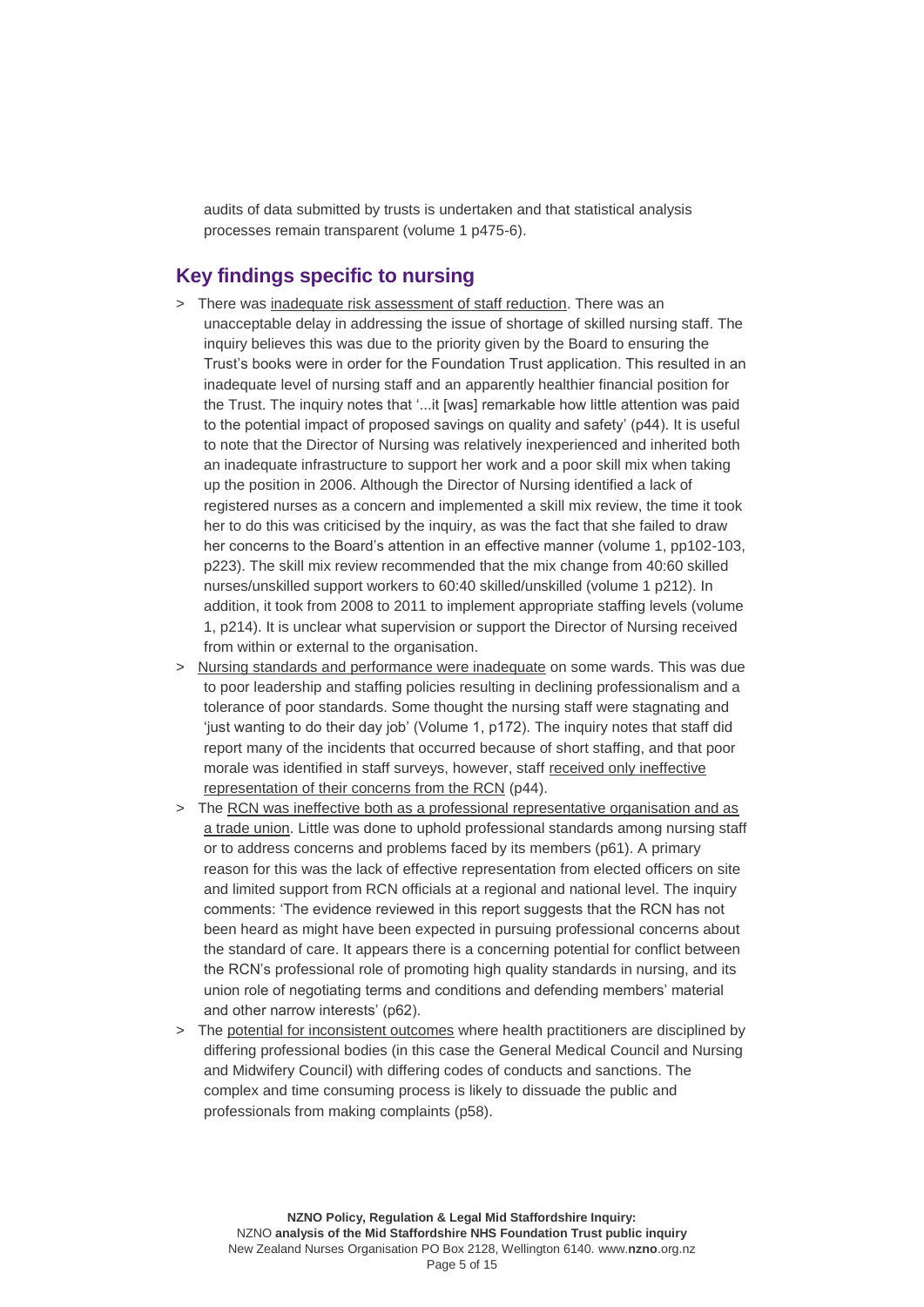audits of data submitted by trusts is undertaken and that statistical analysis processes remain transparent (volume 1 p475-6).

## Key findings specific to nursing

> There was inadequate risk assessment of staff reduction. There was an unacceptable delay in addressing the issue of shortage of skilled nursing staff. The inquiry believes this was due to the priority given by the Board to ensuring the Trust's books were in order for the Foundation Trust application. This resulted in an inadequate level of nursing staff and an apparently healthier financial position for the Trust. The inquiry notes that '...it [was] remarkable how little attention was paid to the potential impact of proposed savings on quality and safety' (p44). It is useful to note that the Director of Nursing was relatively inexperienced and inherited both an inadequate infrastructure to support her work and a poor skill mix when taking up the position in 2006. Although the Director of Nursing identified a lack of registered nurses as a concern and implemented a skill mix review, the time it took her to do this was criticised by the inquiry, as was the fact that she failed to draw her concerns to the Board's attention in an effective manner (volume 1, pp102-103, p223). The skill mix review recommended that the mix change from 40:60 skilled nurses/unskilled support workers to 60:40 skilled/unskilled (volume 1 p212). In addition, it took from 2008 to 2011 to implement appropriate staffing levels (volume 1, p214). It is unclear what supervision or support the Director of Nursing received from within or external to the organisation.

> Nursing standards and performance were inadequate on some wards. This was due to poor leadership and staffing policies resulting in declining professionalism and a tolerance of poor standards. Some thought the nursing staff were stagnating and 'just wanting to do their day job' (Volume 1, p172). The inquiry notes that staff did report many of the incidents that occurred because of short staffing, and that poor morale was identified in staff surveys, however, staff received only ineffective representation of their concerns from the RCN (p44).

> The RCN was ineffective both as a professional representative organisation and as a trade union. Little was done to uphold professional standards among nursing staff or to address concerns and problems faced by its members (p61). A primary reason for this was the lack of effective representation from elected officers on site and limited support from RCN officials at a regional and national level. The inquiry comments: 'The evidence reviewed in this report suggests that the RCN has not been heard as might have been expected in pursuing professional concerns about the standard of care. It appears there is a concerning potential for conflict between the RCN's professional role of promoting high quality standards in nursing, and its union role of negotiating terms and conditions and defending members' material and other narrow interests' (p62).

> The potential for inconsistent outcomes where health practitioners are disciplined by differing professional bodies (in this case the General Medical Council and Nursing and Midwifery Council) with differing codes of conducts and sanctions. The complex and time consuming process is likely to dissuade the public and professionals from making complaints (p58).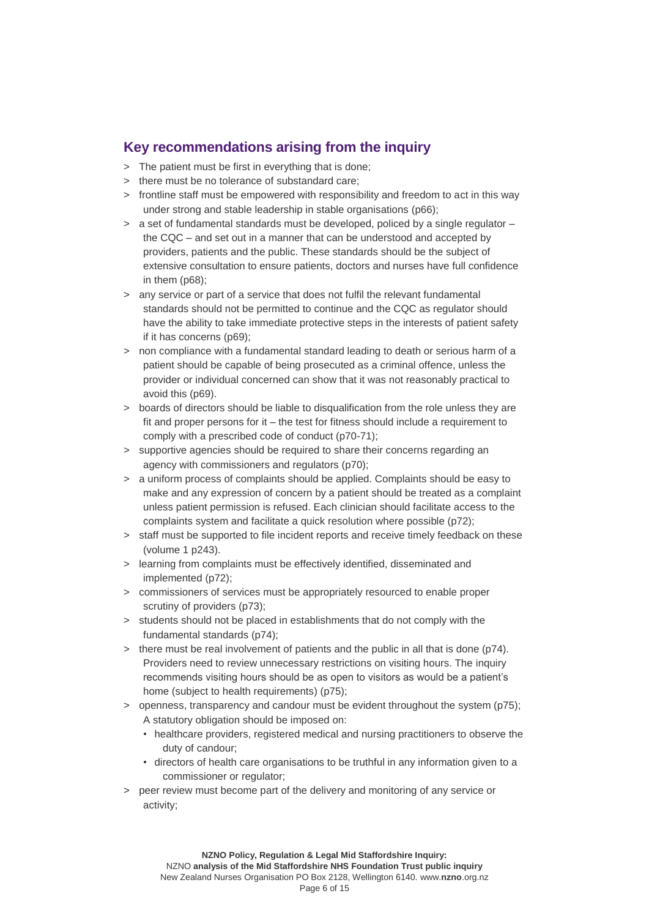## Key recommendations arising from the inquiry

- The patient must be first in everything that is done;
- there must be no tolerance of substandard care;
- frontline staff must be empowered with responsibility and freedom to act in this way under strong and stable leadership in stable organisations (p66);
- a set of fundamental standards must be developed, policed by a single regulator – the CQC – and set out in a manner that can be understood and accepted by providers, patients and the public. These standards should be the subject of extensive consultation to ensure patients, doctors and nurses have full confidence in them (p68);
- any service or part of a service that does not fulfil the relevant fundamental standards should not be permitted to continue and the CQC as regulator should have the ability to take immediate protective steps in the interests of patient safety if it has concerns (p69);
- non compliance with a fundamental standard leading to death or serious harm of a patient should be capable of being prosecuted as a criminal offence, unless the provider or individual concerned can show that it was not reasonably practical to avoid this (p69).
- boards of directors should be liable to disqualification from the role unless they are fit and proper persons for it – the test for fitness should include a requirement to comply with a prescribed code of conduct (p70-71);
- supportive agencies should be required to share their concerns regarding an agency with commissioners and regulators (p70);
- a uniform process of complaints should be applied. Complaints should be easy to make and any expression of concern by a patient should be treated as a complaint unless patient permission is refused. Each clinician should facilitate access to the complaints system and facilitate a quick resolution where possible (p72);
- staff must be supported to file incident reports and receive timely feedback on these (volume 1 p243).
- learning from complaints must be effectively identified, disseminated and implemented (p72);
- commissioners of services must be appropriately resourced to enable proper scrutiny of providers (p73);
- students should not be placed in establishments that do not comply with the fundamental standards (p74);
- there must be real involvement of patients and the public in all that is done (p74). Providers need to review unnecessary restrictions on visiting hours. The inquiry recommends visiting hours should be as open to visitors as would be a patient's home (subject to health requirements) (p75);
- openness, transparency and candour must be evident throughout the system (p75); A statutory obligation should be imposed on:
  - healthcare providers, registered medical and nursing practitioners to observe the duty of candour;
  - directors of health care organisations to be truthful in any information given to a commissioner or regulator;
- peer review must become part of the delivery and monitoring of any service or activity;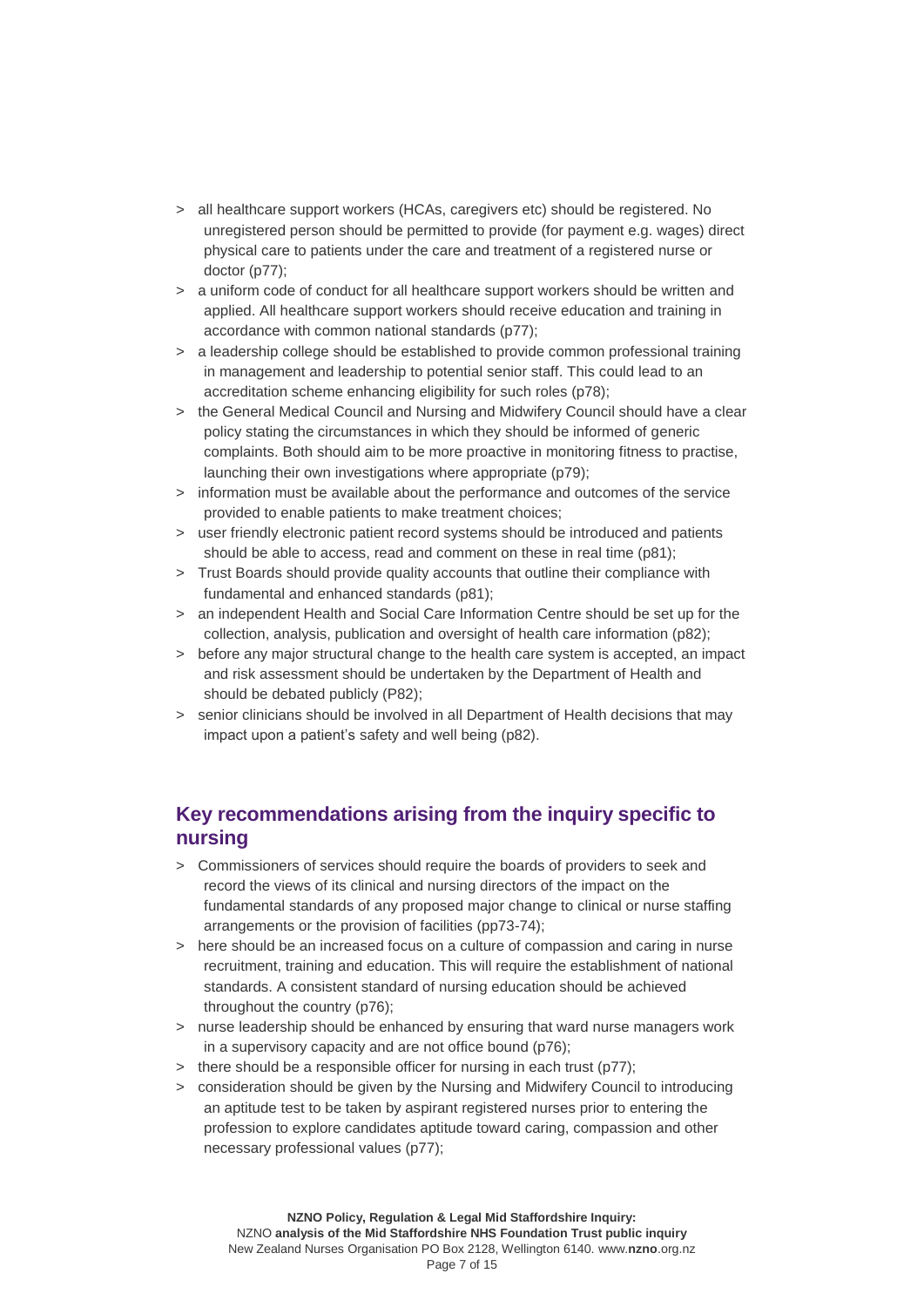- all healthcare support workers (HCAs, caregivers etc) should be registered. No unregistered person should be permitted to provide (for payment e.g. wages) direct physical care to patients under the care and treatment of a registered nurse or doctor (p77);
- a uniform code of conduct for all healthcare support workers should be written and applied. All healthcare support workers should receive education and training in accordance with common national standards (p77);
- a leadership college should be established to provide common professional training in management and leadership to potential senior staff. This could lead to an accreditation scheme enhancing eligibility for such roles (p78);
- the General Medical Council and Nursing and Midwifery Council should have a clear policy stating the circumstances in which they should be informed of generic complaints. Both should aim to be more proactive in monitoring fitness to practise, launching their own investigations where appropriate (p79);
- information must be available about the performance and outcomes of the service provided to enable patients to make treatment choices;
- user friendly electronic patient record systems should be introduced and patients should be able to access, read and comment on these in real time (p81);
- Trust Boards should provide quality accounts that outline their compliance with fundamental and enhanced standards (p81);
- an independent Health and Social Care Information Centre should be set up for the collection, analysis, publication and oversight of health care information (p82);
- before any major structural change to the health care system is accepted, an impact and risk assessment should be undertaken by the Department of Health and should be debated publicly (P82);
- senior clinicians should be involved in all Department of Health decisions that may impact upon a patient's safety and well being (p82).

## Key recommendations arising from the inquiry specific to nursing

- Commissioners of services should require the boards of providers to seek and record the views of its clinical and nursing directors of the impact on the fundamental standards of any proposed major change to clinical or nurse staffing arrangements or the provision of facilities (pp73-74);
- here should be an increased focus on a culture of compassion and caring in nurse recruitment, training and education. This will require the establishment of national standards. A consistent standard of nursing education should be achieved throughout the country (p76);
- nurse leadership should be enhanced by ensuring that ward nurse managers work in a supervisory capacity and are not office bound (p76);
- there should be a responsible officer for nursing in each trust (p77);
- consideration should be given by the Nursing and Midwifery Council to introducing an aptitude test to be taken by aspirant registered nurses prior to entering the profession to explore candidates aptitude toward caring, compassion and other necessary professional values (p77);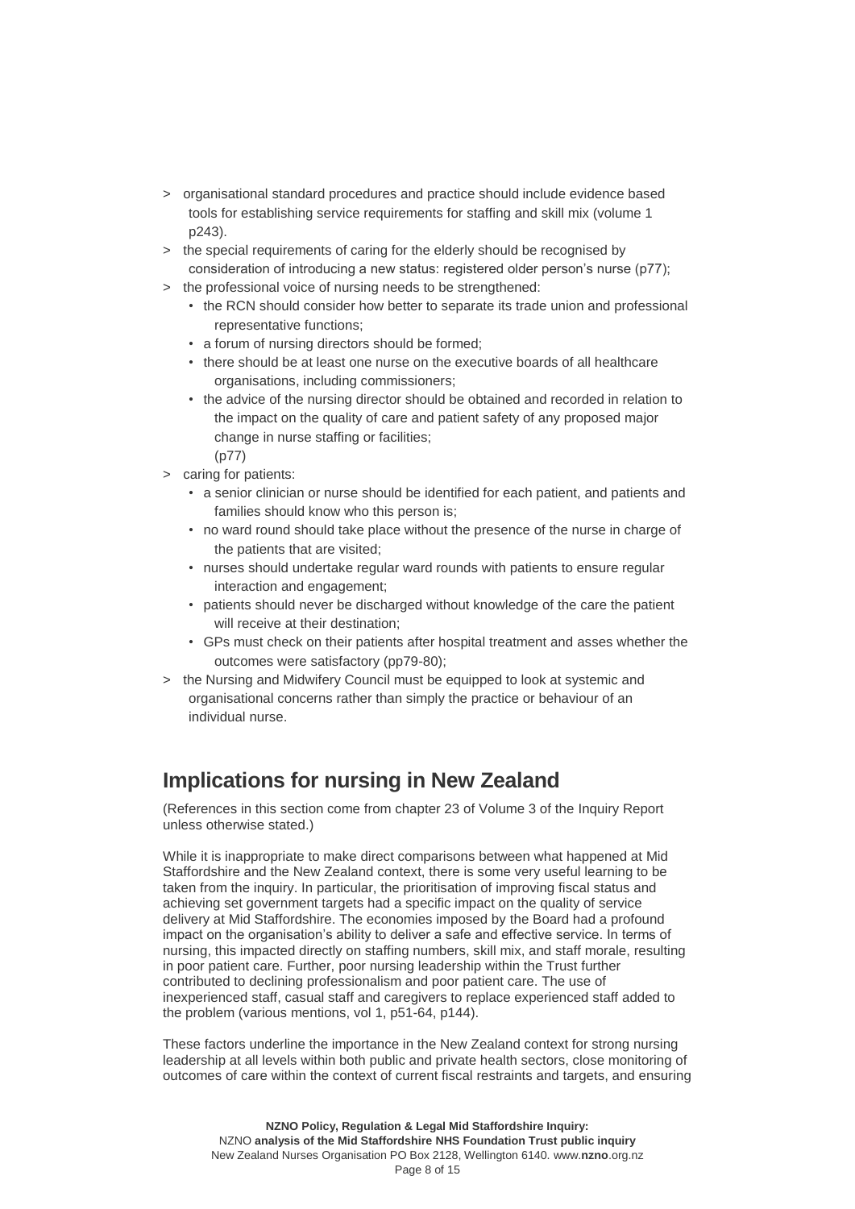- organisational standard procedures and practice should include evidence based tools for establishing service requirements for staffing and skill mix (volume 1 p243).
- the special requirements of caring for the elderly should be recognised by consideration of introducing a new status: registered older person's nurse (p77);
- the professional voice of nursing needs to be strengthened:
  - the RCN should consider how better to separate its trade union and professional representative functions;
  - a forum of nursing directors should be formed;
  - there should be at least one nurse on the executive boards of all healthcare organisations, including commissioners;
  - the advice of the nursing director should be obtained and recorded in relation to the impact on the quality of care and patient safety of any proposed major change in nurse staffing or facilities;
    (p77)
- caring for patients:
  - a senior clinician or nurse should be identified for each patient, and patients and families should know who this person is;
  - no ward round should take place without the presence of the nurse in charge of the patients that are visited;
  - nurses should undertake regular ward rounds with patients to ensure regular interaction and engagement;
  - patients should never be discharged without knowledge of the care the patient will receive at their destination;
  - GPs must check on their patients after hospital treatment and asses whether the outcomes were satisfactory (pp79-80);
- the Nursing and Midwifery Council must be equipped to look at systemic and organisational concerns rather than simply the practice or behaviour of an individual nurse.

## Implications for nursing in New Zealand

(References in this section come from chapter 23 of Volume 3 of the Inquiry Report unless otherwise stated.)

While it is inappropriate to make direct comparisons between what happened at Mid Staffordshire and the New Zealand context, there is some very useful learning to be taken from the inquiry. In particular, the prioritisation of improving fiscal status and achieving set government targets had a specific impact on the quality of service delivery at Mid Staffordshire. The economies imposed by the Board had a profound impact on the organisation's ability to deliver a safe and effective service. In terms of nursing, this impacted directly on staffing numbers, skill mix, and staff morale, resulting in poor patient care. Further, poor nursing leadership within the Trust further contributed to declining professionalism and poor patient care. The use of inexperienced staff, casual staff and caregivers to replace experienced staff added to the problem (various mentions, vol 1, p51-64, p144).

These factors underline the importance in the New Zealand context for strong nursing leadership at all levels within both public and private health sectors, close monitoring of outcomes of care within the context of current fiscal restraints and targets, and ensuring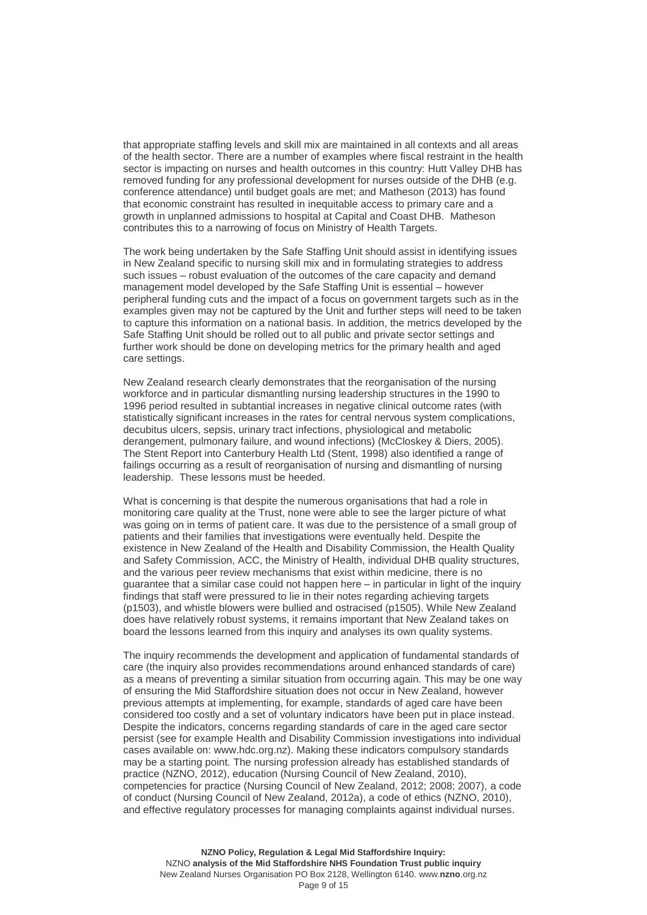that appropriate staffing levels and skill mix are maintained in all contexts and all areas of the health sector. There are a number of examples where fiscal restraint in the health sector is impacting on nurses and health outcomes in this country: Hutt Valley DHB has removed funding for any professional development for nurses outside of the DHB (e.g. conference attendance) until budget goals are met; and Matheson (2013) has found that economic constraint has resulted in inequitable access to primary care and a growth in unplanned admissions to hospital at Capital and Coast DHB. Matheson contributes this to a narrowing of focus on Ministry of Health Targets.

The work being undertaken by the Safe Staffing Unit should assist in identifying issues in New Zealand specific to nursing skill mix and in formulating strategies to address such issues – robust evaluation of the outcomes of the care capacity and demand management model developed by the Safe Staffing Unit is essential – however peripheral funding cuts and the impact of a focus on government targets such as in the examples given may not be captured by the Unit and further steps will need to be taken to capture this information on a national basis. In addition, the metrics developed by the Safe Staffing Unit should be rolled out to all public and private sector settings and further work should be done on developing metrics for the primary health and aged care settings.

New Zealand research clearly demonstrates that the reorganisation of the nursing workforce and in particular dismantling nursing leadership structures in the 1990 to 1996 period resulted in subtantial increases in negative clinical outcome rates (with statistically significant increases in the rates for central nervous system complications, decubitus ulcers, sepsis, urinary tract infections, physiological and metabolic derangement, pulmonary failure, and wound infections) (McCloskey & Diers, 2005). The Stent Report into Canterbury Health Ltd (Stent, 1998) also identified a range of failings occurring as a result of reorganisation of nursing and dismantling of nursing leadership. These lessons must be heeded.

What is concerning is that despite the numerous organisations that had a role in monitoring care quality at the Trust, none were able to see the larger picture of what was going on in terms of patient care. It was due to the persistence of a small group of patients and their families that investigations were eventually held. Despite the existence in New Zealand of the Health and Disability Commission, the Health Quality and Safety Commission, ACC, the Ministry of Health, individual DHB quality structures, and the various peer review mechanisms that exist within medicine, there is no guarantee that a similar case could not happen here – in particular in light of the inquiry findings that staff were pressured to lie in their notes regarding achieving targets (p1503), and whistle blowers were bullied and ostracised (p1505). While New Zealand does have relatively robust systems, it remains important that New Zealand takes on board the lessons learned from this inquiry and analyses its own quality systems.

The inquiry recommends the development and application of fundamental standards of care (the inquiry also provides recommendations around enhanced standards of care) as a means of preventing a similar situation from occurring again. This may be one way of ensuring the Mid Staffordshire situation does not occur in New Zealand, however previous attempts at implementing, for example, standards of aged care have been considered too costly and a set of voluntary indicators have been put in place instead. Despite the indicators, concerns regarding standards of care in the aged care sector persist (see for example Health and Disability Commission investigations into individual cases available on: www.hdc.org.nz). Making these indicators compulsory standards may be a starting point. The nursing profession already has established standards of practice (NZNO, 2012), education (Nursing Council of New Zealand, 2010), competencies for practice (Nursing Council of New Zealand, 2012; 2008; 2007), a code of conduct (Nursing Council of New Zealand, 2012a), a code of ethics (NZNO, 2010), and effective regulatory processes for managing complaints against individual nurses.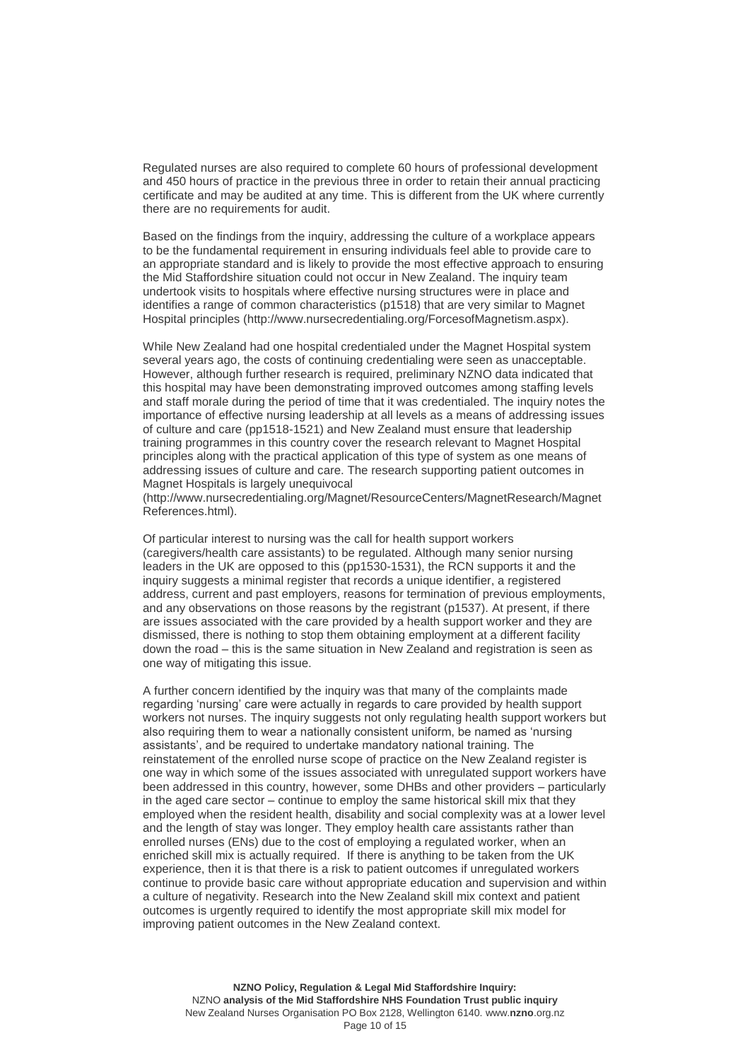Regulated nurses are also required to complete 60 hours of professional development and 450 hours of practice in the previous three in order to retain their annual practicing certificate and may be audited at any time. This is different from the UK where currently there are no requirements for audit.

Based on the findings from the inquiry, addressing the culture of a workplace appears to be the fundamental requirement in ensuring individuals feel able to provide care to an appropriate standard and is likely to provide the most effective approach to ensuring the Mid Staffordshire situation could not occur in New Zealand. The inquiry team undertook visits to hospitals where effective nursing structures were in place and identifies a range of common characteristics (p1518) that are very similar to Magnet Hospital principles (http://www.nursecredentialing.org/ForcesofMagnetism.aspx).

While New Zealand had one hospital credentialed under the Magnet Hospital system several years ago, the costs of continuing credentialing were seen as unacceptable. However, although further research is required, preliminary NZNO data indicated that this hospital may have been demonstrating improved outcomes among staffing levels and staff morale during the period of time that it was credentialed. The inquiry notes the importance of effective nursing leadership at all levels as a means of addressing issues of culture and care (pp1518-1521) and New Zealand must ensure that leadership training programmes in this country cover the research relevant to Magnet Hospital principles along with the practical application of this type of system as one means of addressing issues of culture and care. The research supporting patient outcomes in Magnet Hospitals is largely unequivocal (http://www.nursecredentialing.org/Magnet/ResourceCenters/MagnetResearch/MagnetReferences.html).

Of particular interest to nursing was the call for health support workers (caregivers/health care assistants) to be regulated. Although many senior nursing leaders in the UK are opposed to this (pp1530-1531), the RCN supports it and the inquiry suggests a minimal register that records a unique identifier, a registered address, current and past employers, reasons for termination of previous employments, and any observations on those reasons by the registrant (p1537). At present, if there are issues associated with the care provided by a health support worker and they are dismissed, there is nothing to stop them obtaining employment at a different facility down the road – this is the same situation in New Zealand and registration is seen as one way of mitigating this issue.

A further concern identified by the inquiry was that many of the complaints made regarding 'nursing' care were actually in regards to care provided by health support workers not nurses. The inquiry suggests not only regulating health support workers but also requiring them to wear a nationally consistent uniform, be named as 'nursing assistants', and be required to undertake mandatory national training. The reinstatement of the enrolled nurse scope of practice on the New Zealand register is one way in which some of the issues associated with unregulated support workers have been addressed in this country, however, some DHBs and other providers – particularly in the aged care sector – continue to employ the same historical skill mix that they employed when the resident health, disability and social complexity was at a lower level and the length of stay was longer. They employ health care assistants rather than enrolled nurses (ENs) due to the cost of employing a regulated worker, when an enriched skill mix is actually required. If there is anything to be taken from the UK experience, then it is that there is a risk to patient outcomes if unregulated workers continue to provide basic care without appropriate education and supervision and within a culture of negativity. Research into the New Zealand skill mix context and patient outcomes is urgently required to identify the most appropriate skill mix model for improving patient outcomes in the New Zealand context.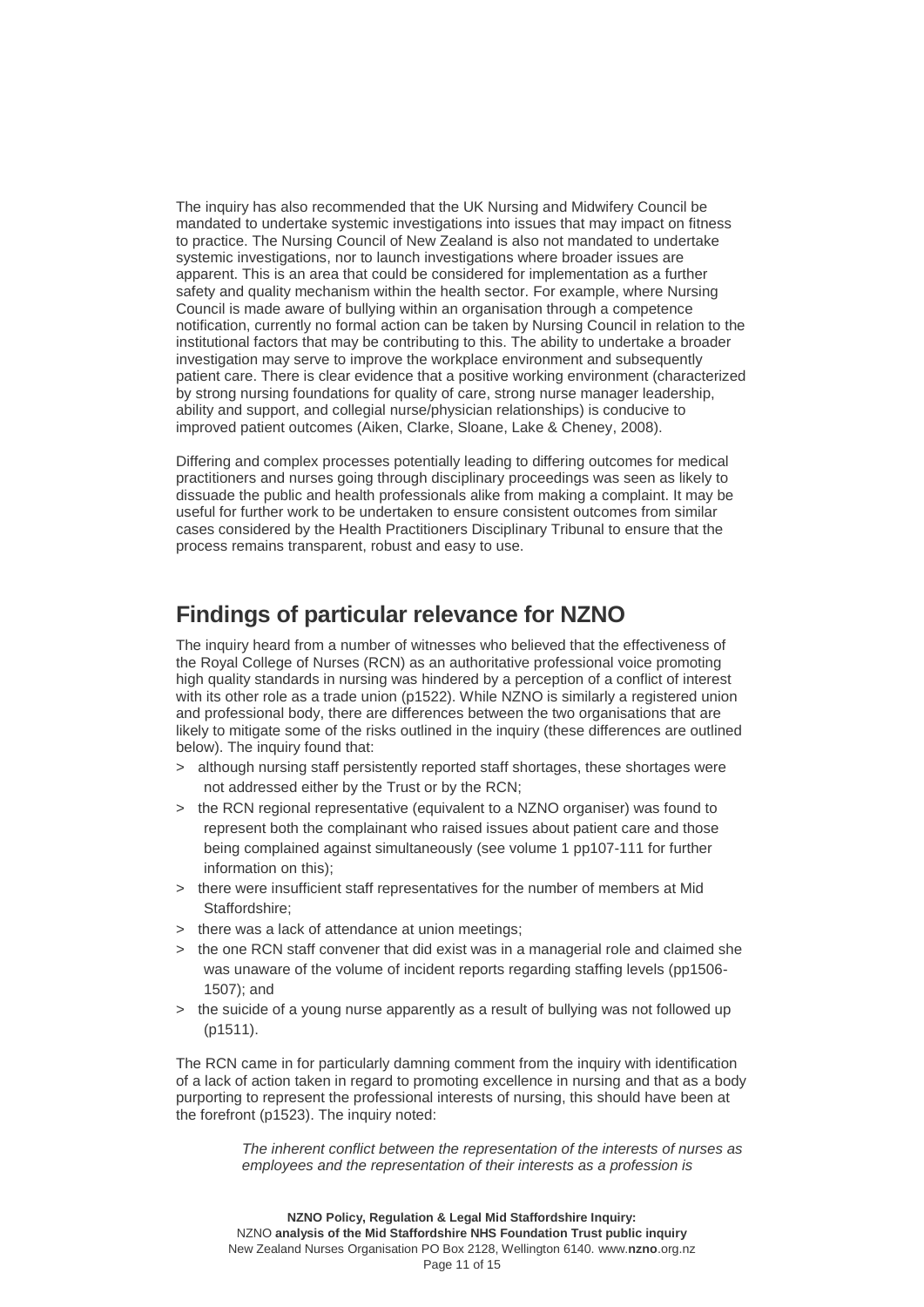The inquiry has also recommended that the UK Nursing and Midwifery Council be mandated to undertake systemic investigations into issues that may impact on fitness to practice. The Nursing Council of New Zealand is also not mandated to undertake systemic investigations, nor to launch investigations where broader issues are apparent. This is an area that could be considered for implementation as a further safety and quality mechanism within the health sector. For example, where Nursing Council is made aware of bullying within an organisation through a competence notification, currently no formal action can be taken by Nursing Council in relation to the institutional factors that may be contributing to this. The ability to undertake a broader investigation may serve to improve the workplace environment and subsequently patient care. There is clear evidence that a positive working environment (characterized by strong nursing foundations for quality of care, strong nurse manager leadership, ability and support, and collegial nurse/physician relationships) is conducive to improved patient outcomes (Aiken, Clarke, Sloane, Lake & Cheney, 2008).

Differing and complex processes potentially leading to differing outcomes for medical practitioners and nurses going through disciplinary proceedings was seen as likely to dissuade the public and health professionals alike from making a complaint. It may be useful for further work to be undertaken to ensure consistent outcomes from similar cases considered by the Health Practitioners Disciplinary Tribunal to ensure that the process remains transparent, robust and easy to use.

## Findings of particular relevance for NZNO

The inquiry heard from a number of witnesses who believed that the effectiveness of the Royal College of Nurses (RCN) as an authoritative professional voice promoting high quality standards in nursing was hindered by a perception of a conflict of interest with its other role as a trade union (p1522). While NZNO is similarly a registered union and professional body, there are differences between the two organisations that are likely to mitigate some of the risks outlined in the inquiry (these differences are outlined below). The inquiry found that:

> although nursing staff persistently reported staff shortages, these shortages were not addressed either by the Trust or by the RCN;

> the RCN regional representative (equivalent to a NZNO organiser) was found to represent both the complainant who raised issues about patient care and those being complained against simultaneously (see volume 1 pp107-111 for further information on this);

> there were insufficient staff representatives for the number of members at Mid Staffordshire;

> there was a lack of attendance at union meetings;

> the one RCN staff convener that did exist was in a managerial role and claimed she was unaware of the volume of incident reports regarding staffing levels (pp1506-1507); and

> the suicide of a young nurse apparently as a result of bullying was not followed up (p1511).

The RCN came in for particularly damning comment from the inquiry with identification of a lack of action taken in regard to promoting excellence in nursing and that as a body purporting to represent the professional interests of nursing, this should have been at the forefront (p1523). The inquiry noted:

> *The inherent conflict between the representation of the interests of nurses as employees and the representation of their interests as a profession is*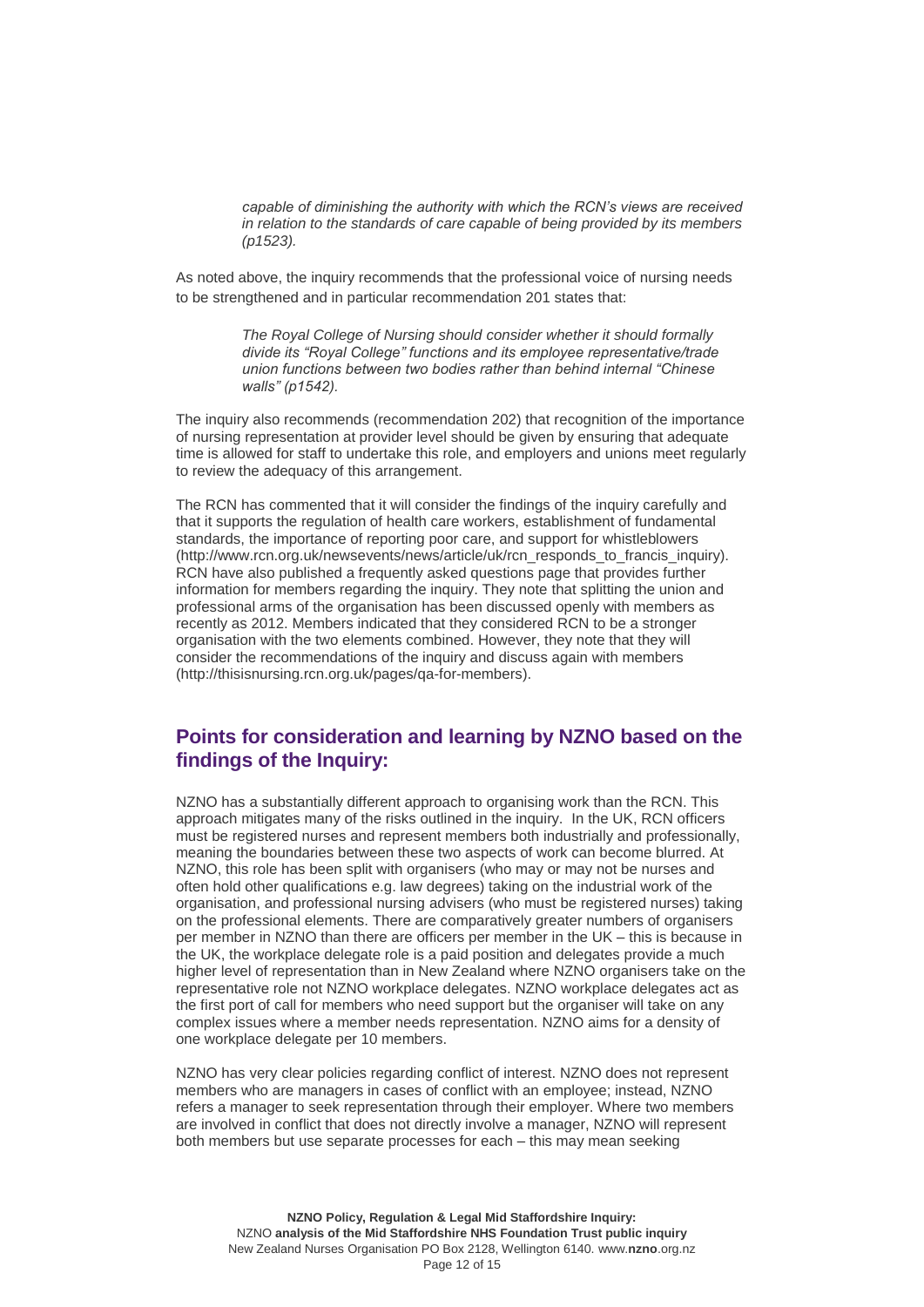> *capable of diminishing the authority with which the RCN's views are received in relation to the standards of care capable of being provided by its members (p1523).*

As noted above, the inquiry recommends that the professional voice of nursing needs to be strengthened and in particular recommendation 201 states that:

> *The Royal College of Nursing should consider whether it should formally divide its "Royal College" functions and its employee representative/trade union functions between two bodies rather than behind internal "Chinese walls" (p1542).*

The inquiry also recommends (recommendation 202) that recognition of the importance of nursing representation at provider level should be given by ensuring that adequate time is allowed for staff to undertake this role, and employers and unions meet regularly to review the adequacy of this arrangement.

The RCN has commented that it will consider the findings of the inquiry carefully and that it supports the regulation of health care workers, establishment of fundamental standards, the importance of reporting poor care, and support for whistleblowers (http://www.rcn.org.uk/newsevents/news/article/uk/rcn_responds_to_francis_inquiry). RCN have also published a frequently asked questions page that provides further information for members regarding the inquiry. They note that splitting the union and professional arms of the organisation has been discussed openly with members as recently as 2012. Members indicated that they considered RCN to be a stronger organisation with the two elements combined. However, they note that they will consider the recommendations of the inquiry and discuss again with members (http://thisisnursing.rcn.org.uk/pages/qa-for-members).

## Points for consideration and learning by NZNO based on the findings of the Inquiry:

NZNO has a substantially different approach to organising work than the RCN. This approach mitigates many of the risks outlined in the inquiry. In the UK, RCN officers must be registered nurses and represent members both industrially and professionally, meaning the boundaries between these two aspects of work can become blurred. At NZNO, this role has been split with organisers (who may or may not be nurses and often hold other qualifications e.g. law degrees) taking on the industrial work of the organisation, and professional nursing advisers (who must be registered nurses) taking on the professional elements. There are comparatively greater numbers of organisers per member in NZNO than there are officers per member in the UK – this is because in the UK, the workplace delegate role is a paid position and delegates provide a much higher level of representation than in New Zealand where NZNO organisers take on the representative role not NZNO workplace delegates. NZNO workplace delegates act as the first port of call for members who need support but the organiser will take on any complex issues where a member needs representation. NZNO aims for a density of one workplace delegate per 10 members.

NZNO has very clear policies regarding conflict of interest. NZNO does not represent members who are managers in cases of conflict with an employee; instead, NZNO refers a manager to seek representation through their employer. Where two members are involved in conflict that does not directly involve a manager, NZNO will represent both members but use separate processes for each – this may mean seeking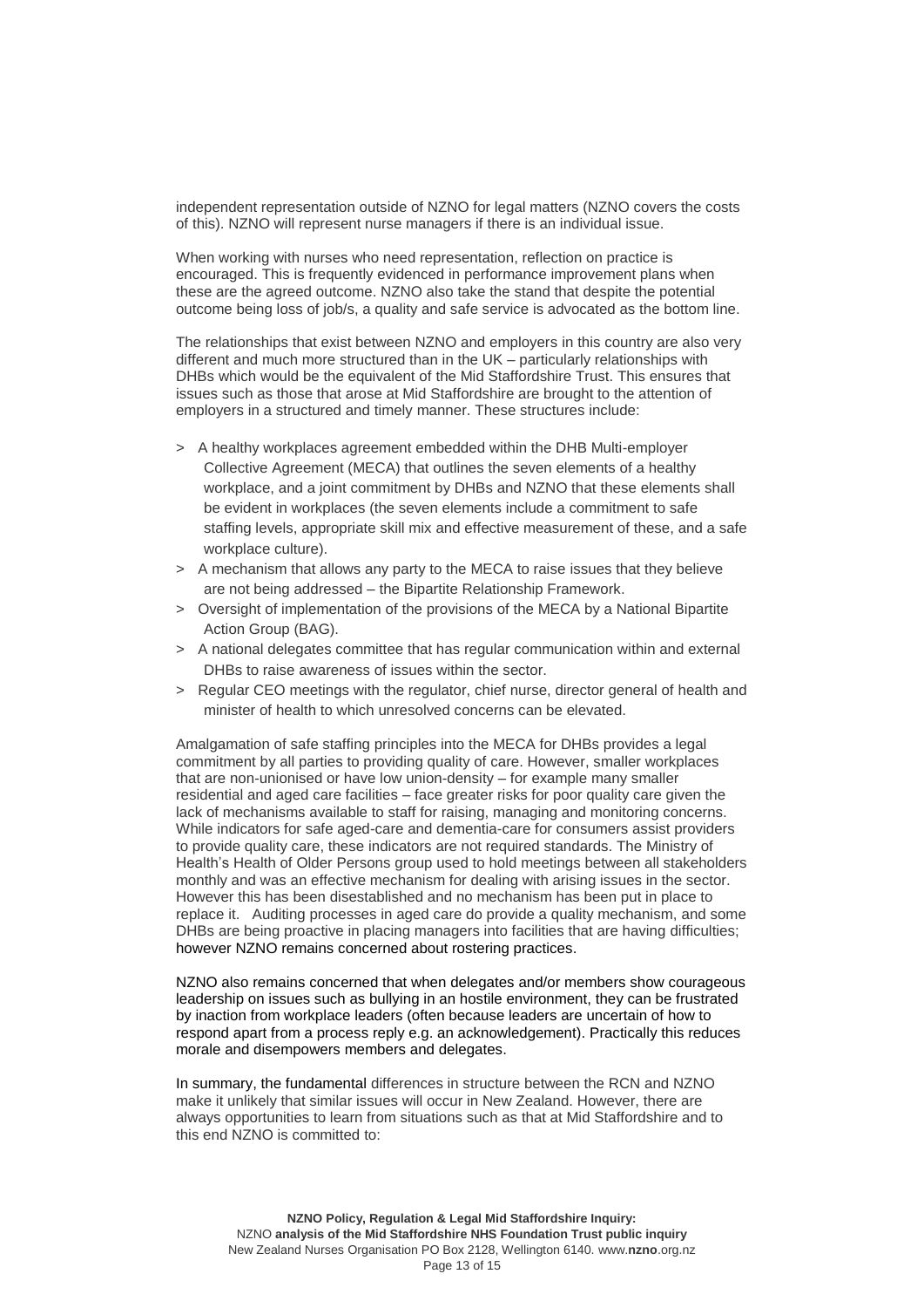independent representation outside of NZNO for legal matters (NZNO covers the costs of this). NZNO will represent nurse managers if there is an individual issue.

When working with nurses who need representation, reflection on practice is encouraged. This is frequently evidenced in performance improvement plans when these are the agreed outcome. NZNO also take the stand that despite the potential outcome being loss of job/s, a quality and safe service is advocated as the bottom line.

The relationships that exist between NZNO and employers in this country are also very different and much more structured than in the UK – particularly relationships with DHBs which would be the equivalent of the Mid Staffordshire Trust. This ensures that issues such as those that arose at Mid Staffordshire are brought to the attention of employers in a structured and timely manner. These structures include:

> A healthy workplaces agreement embedded within the DHB Multi-employer Collective Agreement (MECA) that outlines the seven elements of a healthy workplace, and a joint commitment by DHBs and NZNO that these elements shall be evident in workplaces (the seven elements include a commitment to safe staffing levels, appropriate skill mix and effective measurement of these, and a safe workplace culture).

> A mechanism that allows any party to the MECA to raise issues that they believe are not being addressed – the Bipartite Relationship Framework.

> Oversight of implementation of the provisions of the MECA by a National Bipartite Action Group (BAG).

> A national delegates committee that has regular communication within and external DHBs to raise awareness of issues within the sector.

> Regular CEO meetings with the regulator, chief nurse, director general of health and minister of health to which unresolved concerns can be elevated.

Amalgamation of safe staffing principles into the MECA for DHBs provides a legal commitment by all parties to providing quality of care. However, smaller workplaces that are non-unionised or have low union-density – for example many smaller residential and aged care facilities – face greater risks for poor quality care given the lack of mechanisms available to staff for raising, managing and monitoring concerns. While indicators for safe aged-care and dementia-care for consumers assist providers to provide quality care, these indicators are not required standards. The Ministry of Health's Health of Older Persons group used to hold meetings between all stakeholders monthly and was an effective mechanism for dealing with arising issues in the sector. However this has been disestablished and no mechanism has been put in place to replace it. Auditing processes in aged care do provide a quality mechanism, and some DHBs are being proactive in placing managers into facilities that are having difficulties; however NZNO remains concerned about rostering practices.

NZNO also remains concerned that when delegates and/or members show courageous leadership on issues such as bullying in an hostile environment, they can be frustrated by inaction from workplace leaders (often because leaders are uncertain of how to respond apart from a process reply e.g. an acknowledgement). Practically this reduces morale and disempowers members and delegates.

In summary, the fundamental differences in structure between the RCN and NZNO make it unlikely that similar issues will occur in New Zealand. However, there are always opportunities to learn from situations such as that at Mid Staffordshire and to this end NZNO is committed to: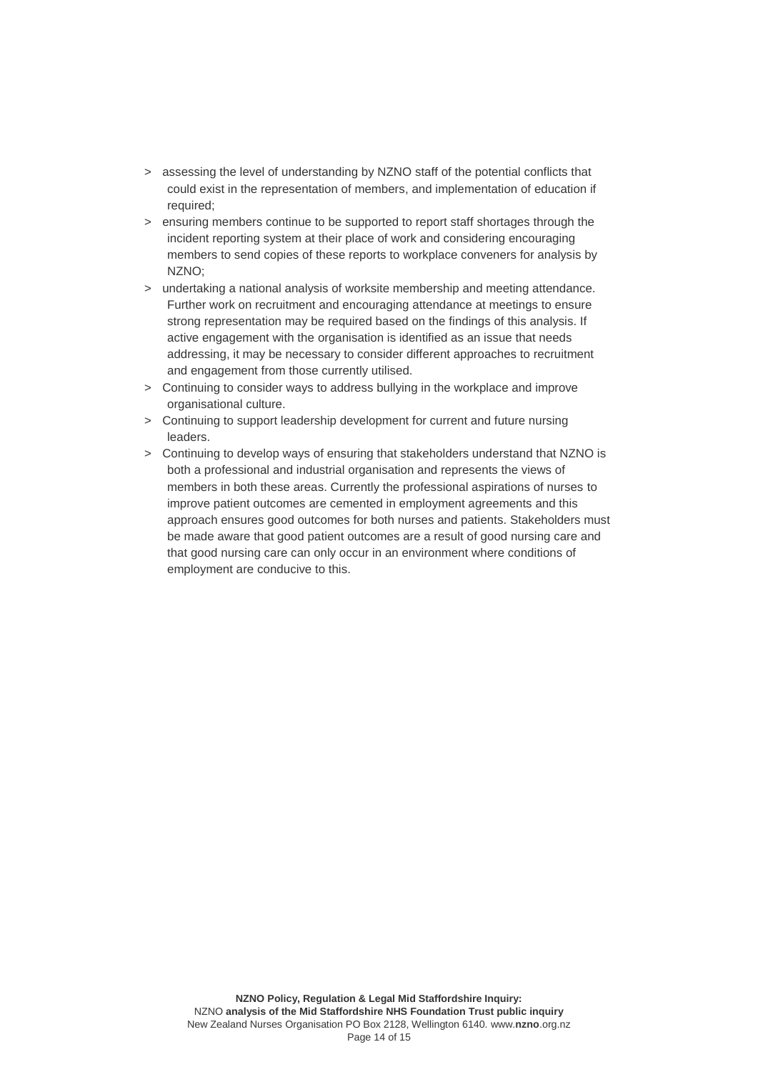- assessing the level of understanding by NZNO staff of the potential conflicts that could exist in the representation of members, and implementation of education if required;
- ensuring members continue to be supported to report staff shortages through the incident reporting system at their place of work and considering encouraging members to send copies of these reports to workplace conveners for analysis by NZNO;
- undertaking a national analysis of worksite membership and meeting attendance. Further work on recruitment and encouraging attendance at meetings to ensure strong representation may be required based on the findings of this analysis. If active engagement with the organisation is identified as an issue that needs addressing, it may be necessary to consider different approaches to recruitment and engagement from those currently utilised.
- Continuing to consider ways to address bullying in the workplace and improve organisational culture.
- Continuing to support leadership development for current and future nursing leaders.
- Continuing to develop ways of ensuring that stakeholders understand that NZNO is both a professional and industrial organisation and represents the views of members in both these areas. Currently the professional aspirations of nurses to improve patient outcomes are cemented in employment agreements and this approach ensures good outcomes for both nurses and patients. Stakeholders must be made aware that good patient outcomes are a result of good nursing care and that good nursing care can only occur in an environment where conditions of employment are conducive to this.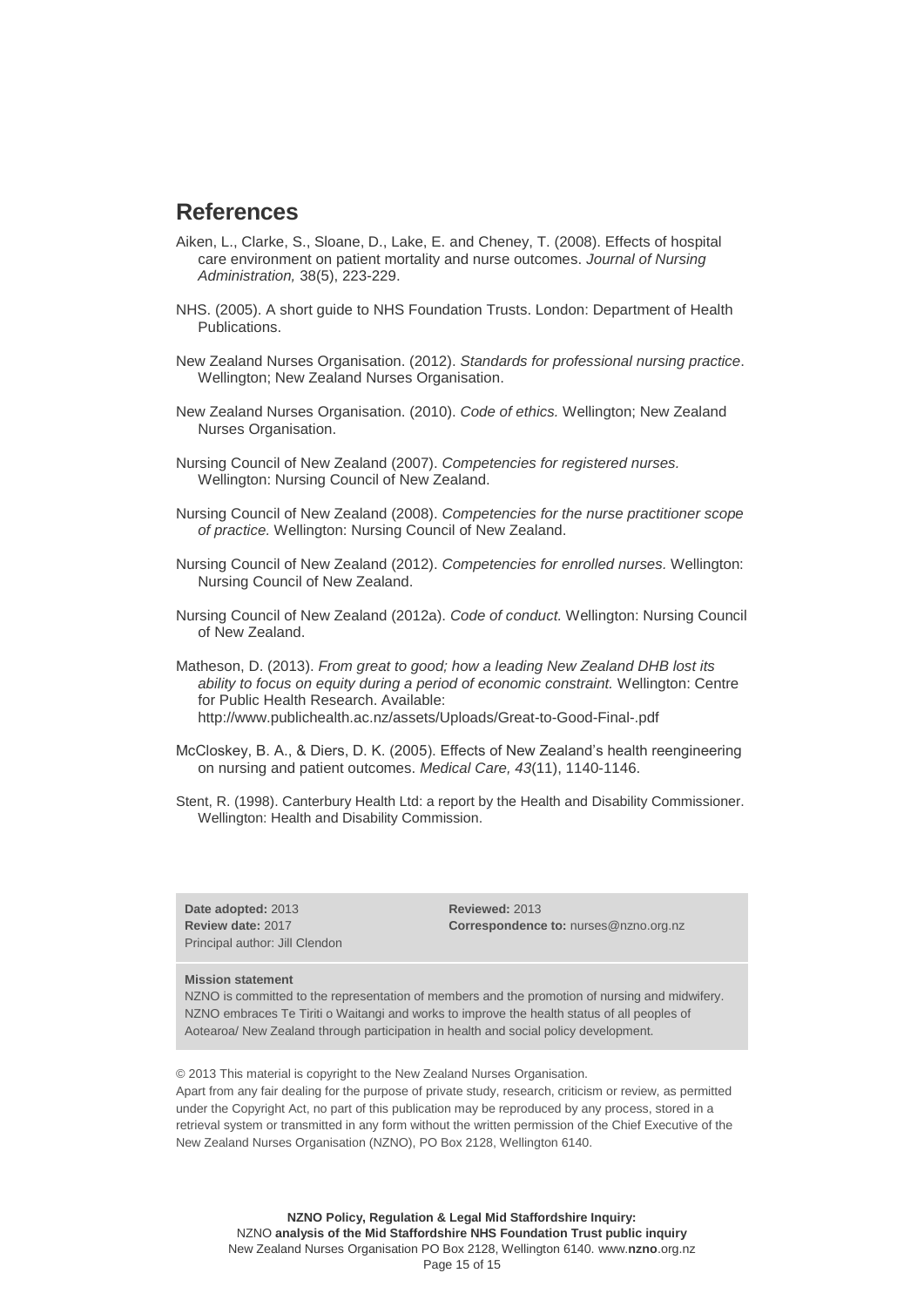## References

Aiken, L., Clarke, S., Sloane, D., Lake, E. and Cheney, T. (2008). Effects of hospital care environment on patient mortality and nurse outcomes. *Journal of Nursing Administration,* 38(5), 223-229.

NHS. (2005). A short guide to NHS Foundation Trusts. London: Department of Health Publications.

New Zealand Nurses Organisation. (2012). *Standards for professional nursing practice*. Wellington; New Zealand Nurses Organisation.

New Zealand Nurses Organisation. (2010). *Code of ethics.* Wellington; New Zealand Nurses Organisation.

Nursing Council of New Zealand (2007). *Competencies for registered nurses.* Wellington: Nursing Council of New Zealand.

Nursing Council of New Zealand (2008). *Competencies for the nurse practitioner scope of practice.* Wellington: Nursing Council of New Zealand.

Nursing Council of New Zealand (2012). *Competencies for enrolled nurses.* Wellington: Nursing Council of New Zealand.

Nursing Council of New Zealand (2012a). *Code of conduct.* Wellington: Nursing Council of New Zealand.

Matheson, D. (2013). *From great to good; how a leading New Zealand DHB lost its ability to focus on equity during a period of economic constraint.* Wellington: Centre for Public Health Research. Available: http://www.publichealth.ac.nz/assets/Uploads/Great-to-Good-Final-.pdf

McCloskey, B. A., & Diers, D. K. (2005). Effects of New Zealand's health reengineering on nursing and patient outcomes. *Medical Care, 43*(11), 1140-1146.

Stent, R. (1998). Canterbury Health Ltd: a report by the Health and Disability Commissioner. Wellington: Health and Disability Commission.

**Date adopted:** 2013
**Review date:** 2017
Principal author: Jill Clendon

**Reviewed:** 2013
**Correspondence to:** nurses@nzno.org.nz

**Mission statement**

NZNO is committed to the representation of members and the promotion of nursing and midwifery. NZNO embraces Te Tiriti o Waitangi and works to improve the health status of all peoples of Aotearoa/ New Zealand through participation in health and social policy development.

© 2013 This material is copyright to the New Zealand Nurses Organisation.
Apart from any fair dealing for the purpose of private study, research, criticism or review, as permitted under the Copyright Act, no part of this publication may be reproduced by any process, stored in a retrieval system or transmitted in any form without the written permission of the Chief Executive of the New Zealand Nurses Organisation (NZNO), PO Box 2128, Wellington 6140.